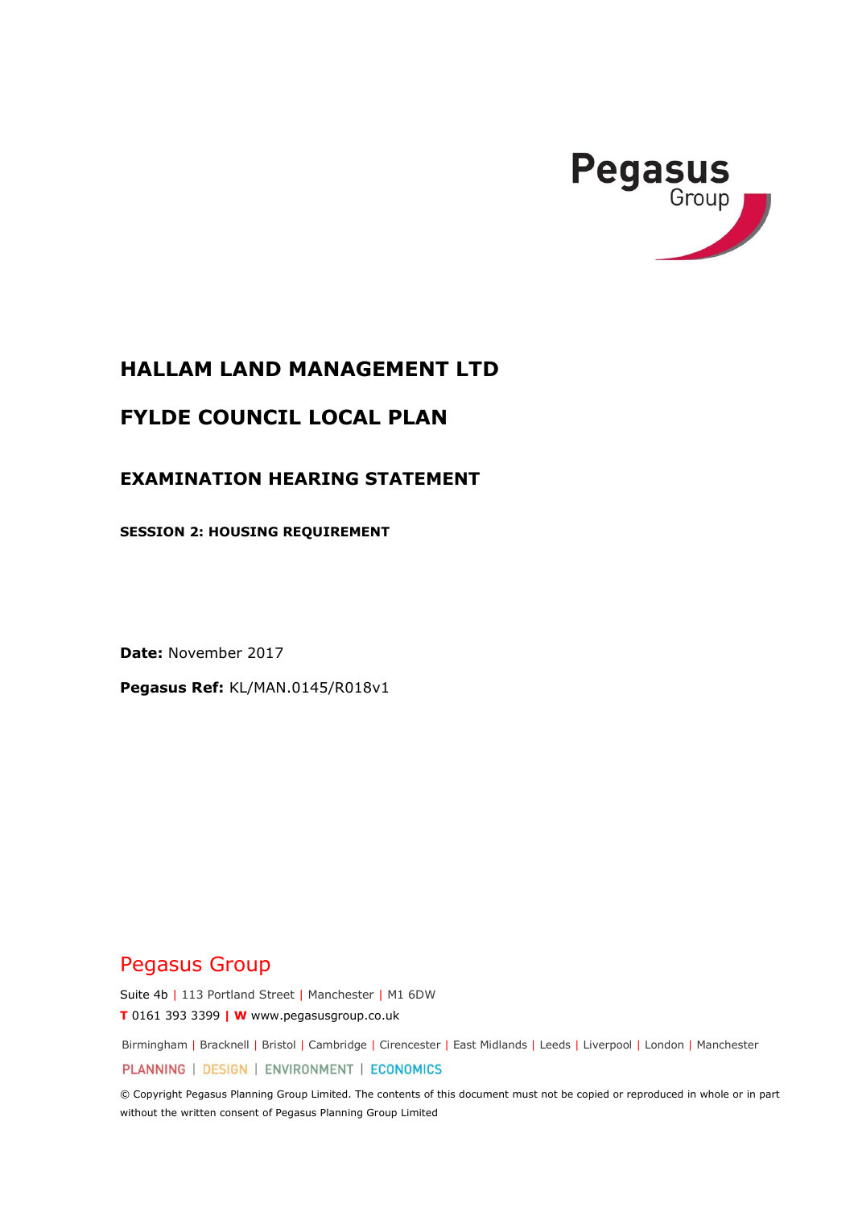Pegasus Group

# HALLAM LAND MANAGEMENT LTD

# FYLDE COUNCIL LOCAL PLAN

## EXAMINATION HEARING STATEMENT

### SESSION 2: HOUSING REQUIREMENT

**Date:** November 2017

**Pegasus Ref:** KL/MAN.0145/R018v1

Pegasus Group

Suite 4b | 113 Portland Street | Manchester | M1 6DW

**T** 0161 393 3399 | **W** www.pegasusgroup.co.uk

Birmingham | Bracknell | Bristol | Cambridge | Cirencester | East Midlands | Leeds | Liverpool | London | Manchester

PLANNING | DESIGN | ENVIRONMENT | ECONOMICS

© Copyright Pegasus Planning Group Limited. The contents of this document must not be copied or reproduced in whole or in part without the written consent of Pegasus Planning Group Limited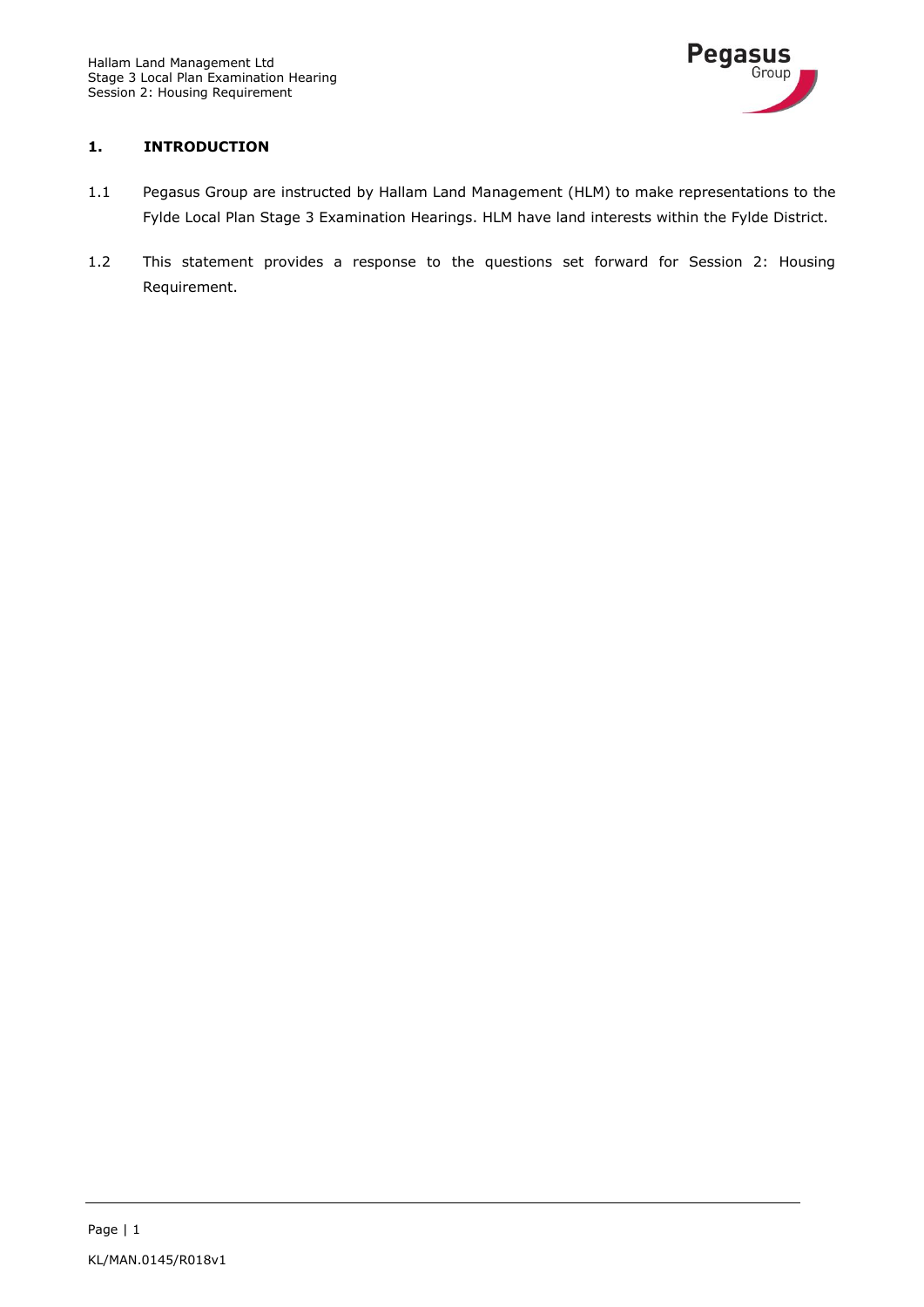## 1. INTRODUCTION

1.1 Pegasus Group are instructed by Hallam Land Management (HLM) to make representations to the Fylde Local Plan Stage 3 Examination Hearings. HLM have land interests within the Fylde District.

1.2 This statement provides a response to the questions set forward for Session 2: Housing Requirement.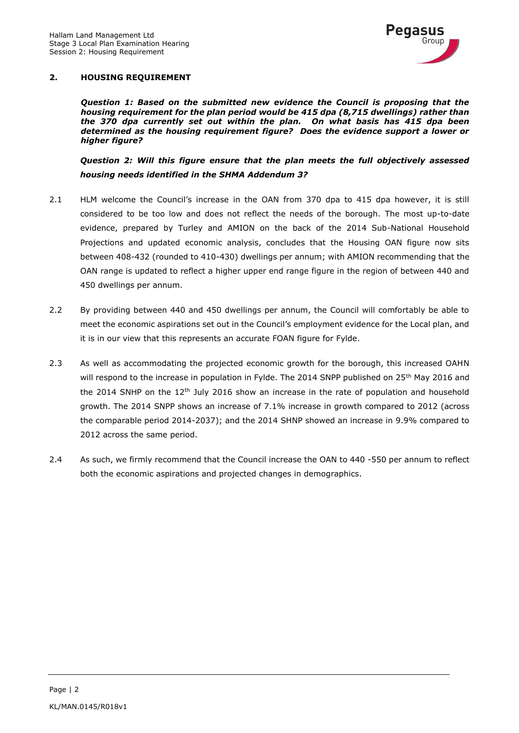## 2. HOUSING REQUIREMENT

***Question 1: Based on the submitted new evidence the Council is proposing that the housing requirement for the plan period would be 415 dpa (8,715 dwellings) rather than the 370 dpa currently set out within the plan. On what basis has 415 dpa been determined as the housing requirement figure? Does the evidence support a lower or higher figure?***

***Question 2: Will this figure ensure that the plan meets the full objectively assessed housing needs identified in the SHMA Addendum 3?***

2.1 HLM welcome the Council's increase in the OAN from 370 dpa to 415 dpa however, it is still considered to be too low and does not reflect the needs of the borough. The most up-to-date evidence, prepared by Turley and AMION on the back of the 2014 Sub-National Household Projections and updated economic analysis, concludes that the Housing OAN figure now sits between 408-432 (rounded to 410-430) dwellings per annum; with AMION recommending that the OAN range is updated to reflect a higher upper end range figure in the region of between 440 and 450 dwellings per annum.

2.2 By providing between 440 and 450 dwellings per annum, the Council will comfortably be able to meet the economic aspirations set out in the Council's employment evidence for the Local plan, and it is in our view that this represents an accurate FOAN figure for Fylde.

2.3 As well as accommodating the projected economic growth for the borough, this increased OAHN will respond to the increase in population in Fylde. The 2014 SNPP published on 25th May 2016 and the 2014 SNHP on the 12th July 2016 show an increase in the rate of population and household growth. The 2014 SNPP shows an increase of 7.1% increase in growth compared to 2012 (across the comparable period 2014-2037); and the 2014 SHNP showed an increase in 9.9% compared to 2012 across the same period.

2.4 As such, we firmly recommend that the Council increase the OAN to 440 -550 per annum to reflect both the economic aspirations and projected changes in demographics.